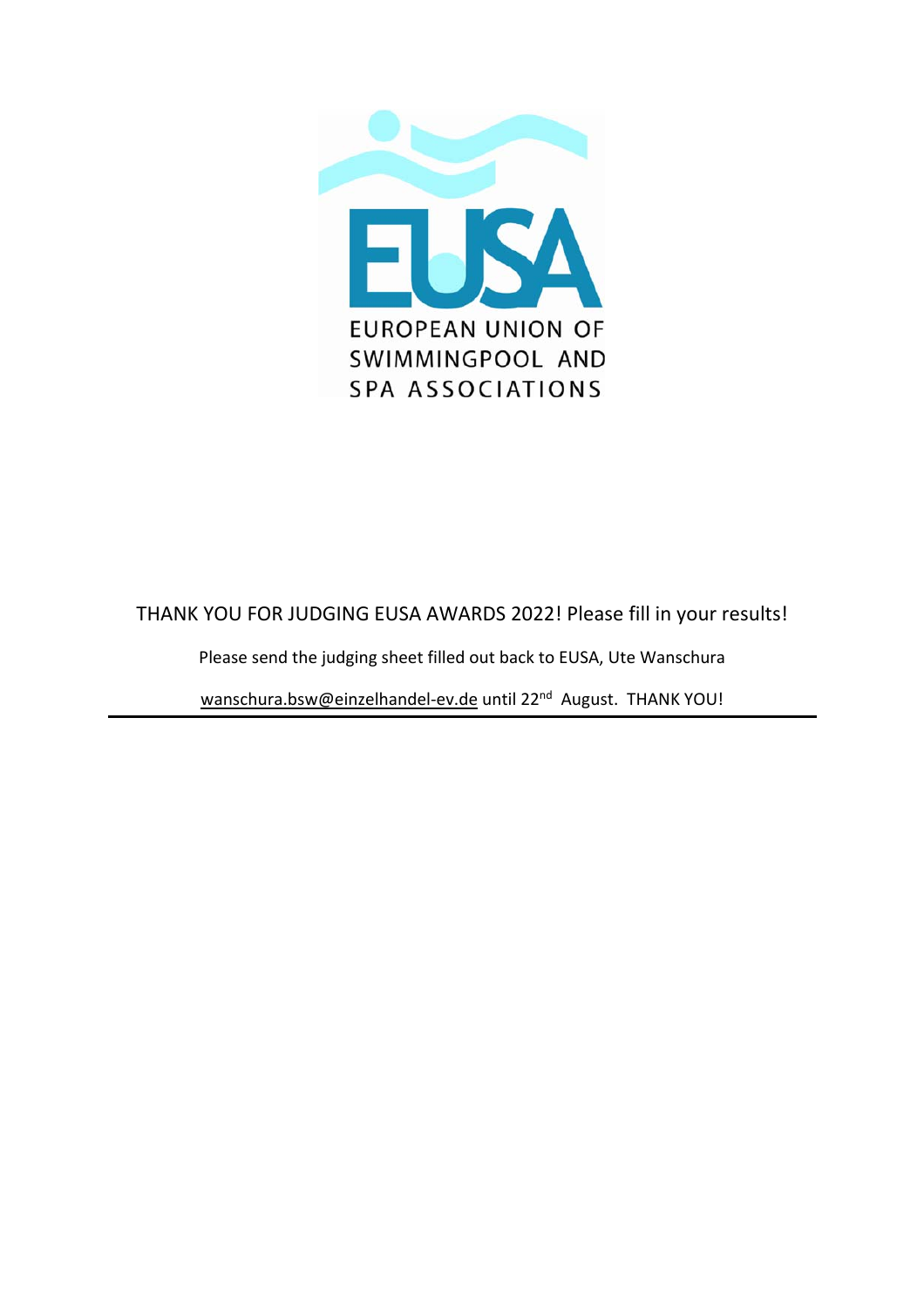EUSA

EUROPEAN UNION OF SWIMMINGPOOL AND SPA ASSOCIATIONS

THANK YOU FOR JUDGING EUSA AWARDS 2022! Please fill in your results!

Please send the judging sheet filled out back to EUSA, Ute Wanschura

wanschura.bsw@einzelhandel-ev.de until 22nd August. THANK YOU!

---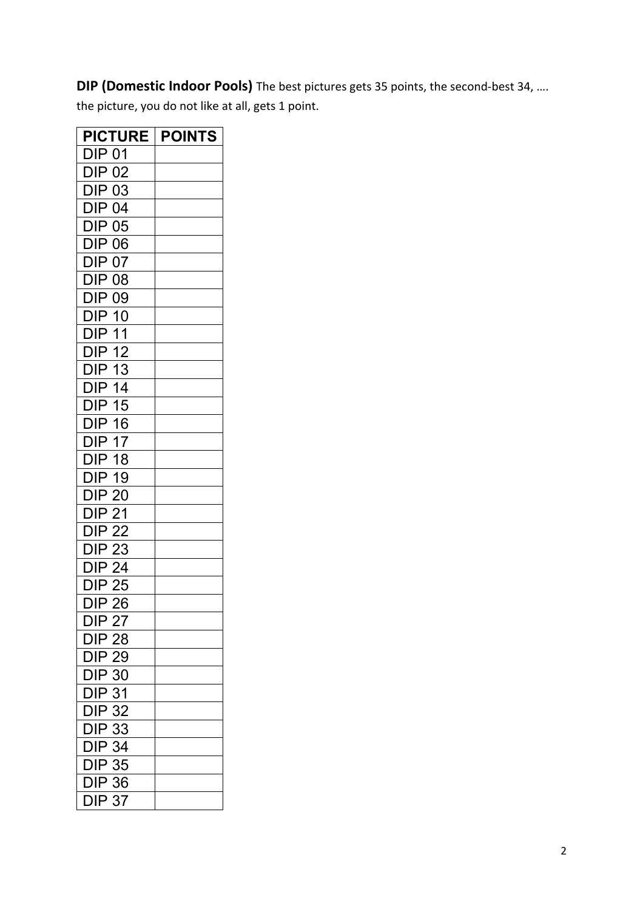**DIP (Domestic Indoor Pools)** The best pictures gets 35 points, the second-best 34, …. the picture, you do not like at all, gets 1 point.

| PICTURE | POINTS |
|---|---|
| DIP 01 | |
| DIP 02 | |
| DIP 03 | |
| DIP 04 | |
| DIP 05 | |
| DIP 06 | |
| DIP 07 | |
| DIP 08 | |
| DIP 09 | |
| DIP 10 | |
| DIP 11 | |
| DIP 12 | |
| DIP 13 | |
| DIP 14 | |
| DIP 15 | |
| DIP 16 | |
| DIP 17 | |
| DIP 18 | |
| DIP 19 | |
| DIP 20 | |
| DIP 21 | |
| DIP 22 | |
| DIP 23 | |
| DIP 24 | |
| DIP 25 | |
| DIP 26 | |
| DIP 27 | |
| DIP 28 | |
| DIP 29 | |
| DIP 30 | |
| DIP 31 | |
| DIP 32 | |
| DIP 33 | |
| DIP 34 | |
| DIP 35 | |
| DIP 36 | |
| DIP 37 | |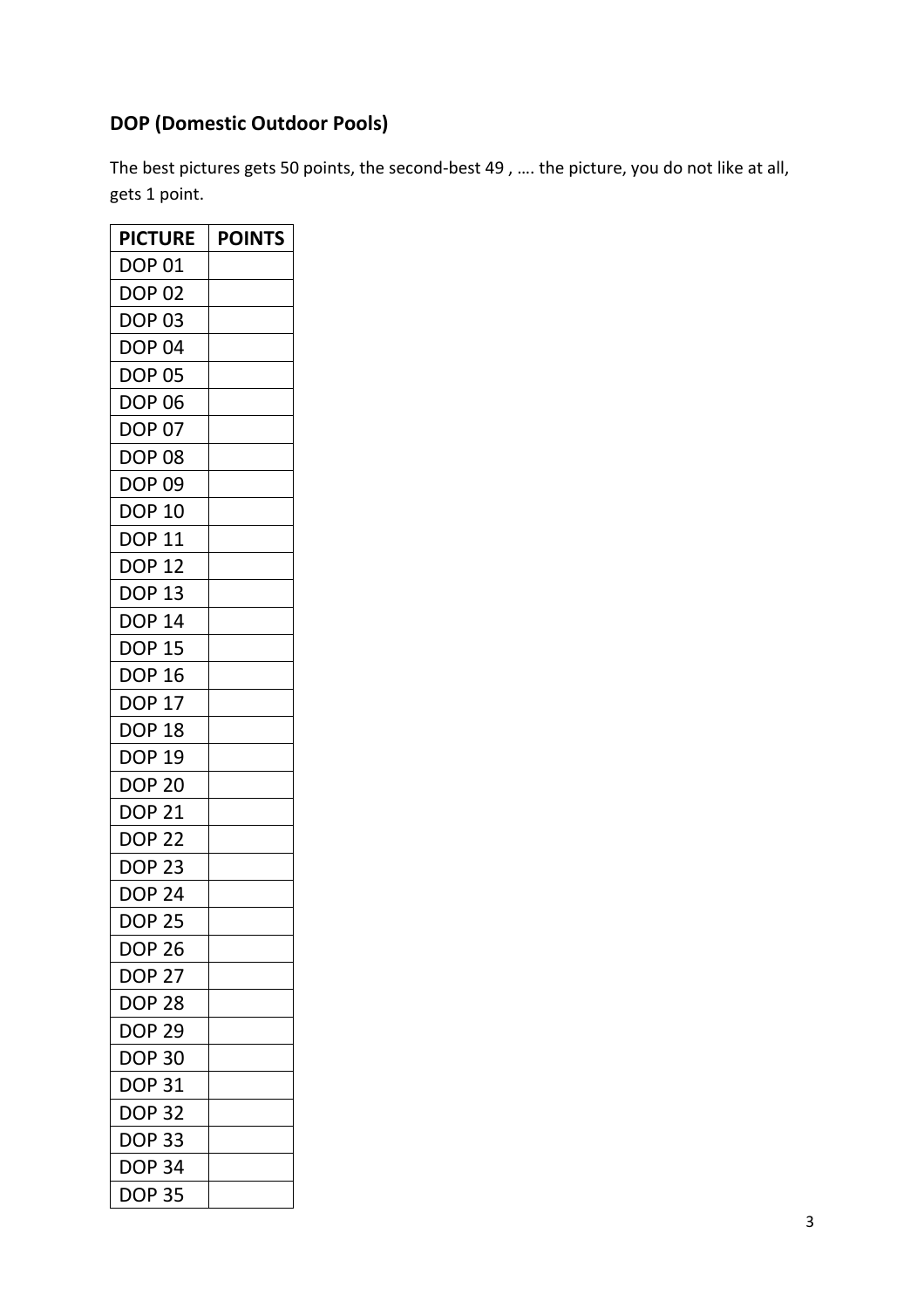## DOP (Domestic Outdoor Pools)

The best pictures gets 50 points, the second-best 49 , …. the picture, you do not like at all, gets 1 point.

| PICTURE | POINTS |
|---|---|
| DOP 01 | |
| DOP 02 | |
| DOP 03 | |
| DOP 04 | |
| DOP 05 | |
| DOP 06 | |
| DOP 07 | |
| DOP 08 | |
| DOP 09 | |
| DOP 10 | |
| DOP 11 | |
| DOP 12 | |
| DOP 13 | |
| DOP 14 | |
| DOP 15 | |
| DOP 16 | |
| DOP 17 | |
| DOP 18 | |
| DOP 19 | |
| DOP 20 | |
| DOP 21 | |
| DOP 22 | |
| DOP 23 | |
| DOP 24 | |
| DOP 25 | |
| DOP 26 | |
| DOP 27 | |
| DOP 28 | |
| DOP 29 | |
| DOP 30 | |
| DOP 31 | |
| DOP 32 | |
| DOP 33 | |
| DOP 34 | |
| DOP 35 | |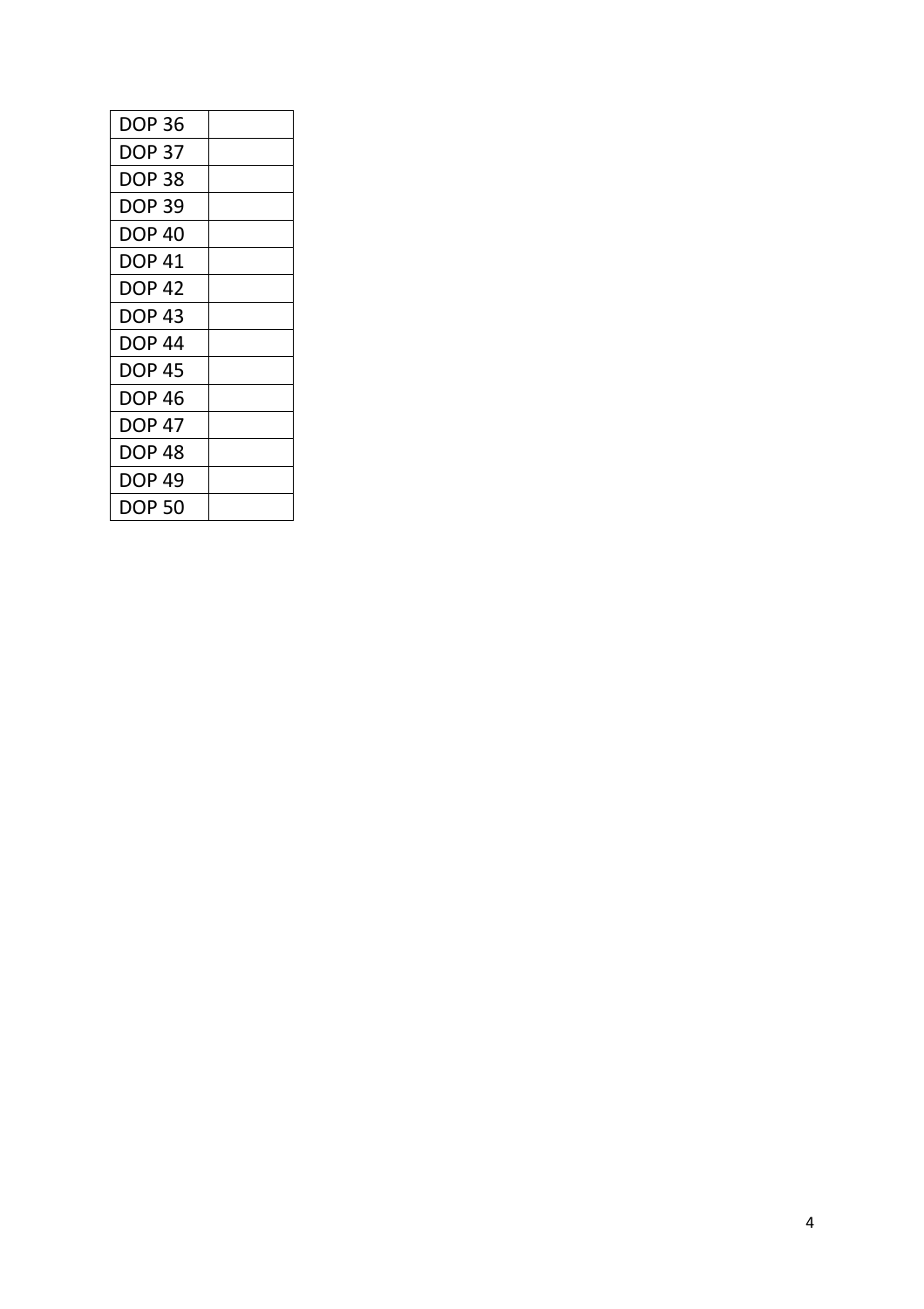| DOP 36 | |
|---|---|
| DOP 37 | |
| DOP 38 | |
| DOP 39 | |
| DOP 40 | |
| DOP 41 | |
| DOP 42 | |
| DOP 43 | |
| DOP 44 | |
| DOP 45 | |
| DOP 46 | |
| DOP 47 | |
| DOP 48 | |
| DOP 49 | |
| DOP 50 | |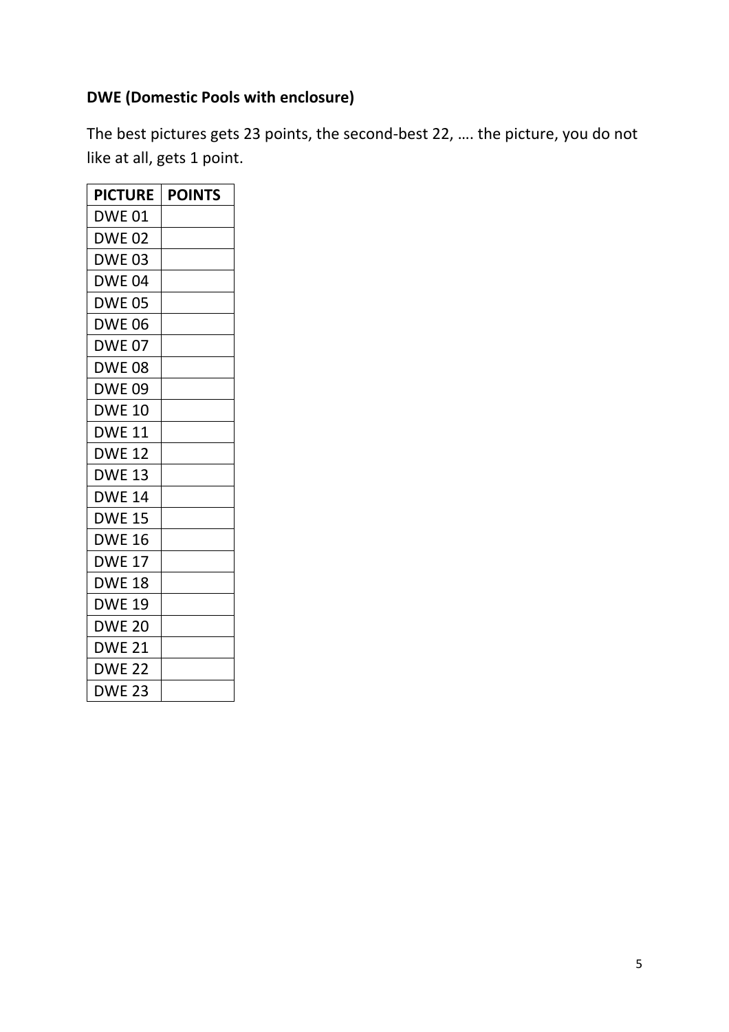**DWE (Domestic Pools with enclosure)**

The best pictures gets 23 points, the second-best 22, …. the picture, you do not like at all, gets 1 point.

| PICTURE | POINTS |
|---|---|
| DWE 01 | |
| DWE 02 | |
| DWE 03 | |
| DWE 04 | |
| DWE 05 | |
| DWE 06 | |
| DWE 07 | |
| DWE 08 | |
| DWE 09 | |
| DWE 10 | |
| DWE 11 | |
| DWE 12 | |
| DWE 13 | |
| DWE 14 | |
| DWE 15 | |
| DWE 16 | |
| DWE 17 | |
| DWE 18 | |
| DWE 19 | |
| DWE 20 | |
| DWE 21 | |
| DWE 22 | |
| DWE 23 | |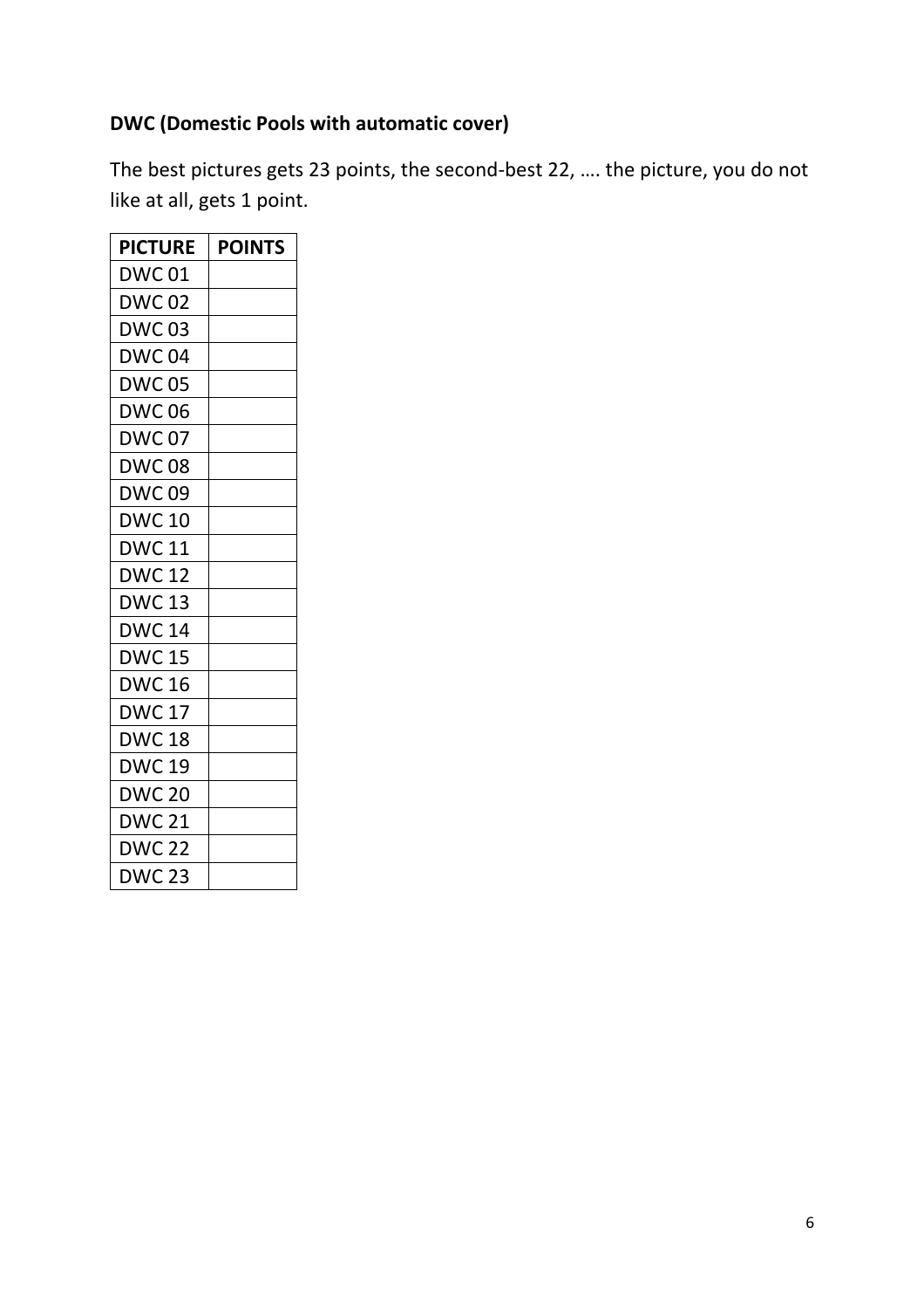**DWC (Domestic Pools with automatic cover)**

The best pictures gets 23 points, the second-best 22, …. the picture, you do not like at all, gets 1 point.

| PICTURE | POINTS |
|---|---|
| DWC 01 | |
| DWC 02 | |
| DWC 03 | |
| DWC 04 | |
| DWC 05 | |
| DWC 06 | |
| DWC 07 | |
| DWC 08 | |
| DWC 09 | |
| DWC 10 | |
| DWC 11 | |
| DWC 12 | |
| DWC 13 | |
| DWC 14 | |
| DWC 15 | |
| DWC 16 | |
| DWC 17 | |
| DWC 18 | |
| DWC 19 | |
| DWC 20 | |
| DWC 21 | |
| DWC 22 | |
| DWC 23 | |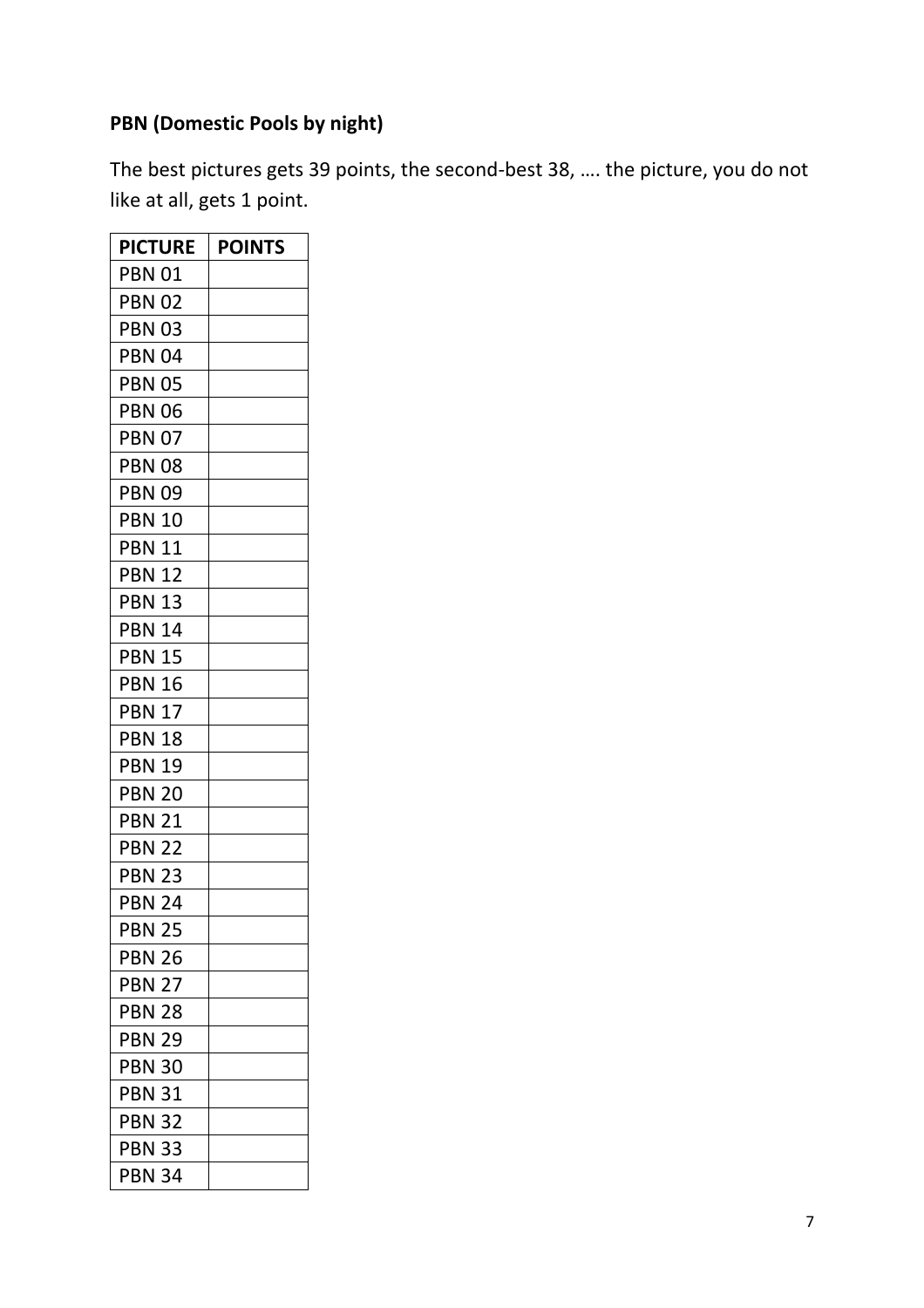**PBN (Domestic Pools by night)**

The best pictures gets 39 points, the second-best 38, …. the picture, you do not like at all, gets 1 point.

| PICTURE | POINTS |
|---|---|
| PBN 01 | |
| PBN 02 | |
| PBN 03 | |
| PBN 04 | |
| PBN 05 | |
| PBN 06 | |
| PBN 07 | |
| PBN 08 | |
| PBN 09 | |
| PBN 10 | |
| PBN 11 | |
| PBN 12 | |
| PBN 13 | |
| PBN 14 | |
| PBN 15 | |
| PBN 16 | |
| PBN 17 | |
| PBN 18 | |
| PBN 19 | |
| PBN 20 | |
| PBN 21 | |
| PBN 22 | |
| PBN 23 | |
| PBN 24 | |
| PBN 25 | |
| PBN 26 | |
| PBN 27 | |
| PBN 28 | |
| PBN 29 | |
| PBN 30 | |
| PBN 31 | |
| PBN 32 | |
| PBN 33 | |
| PBN 34 | |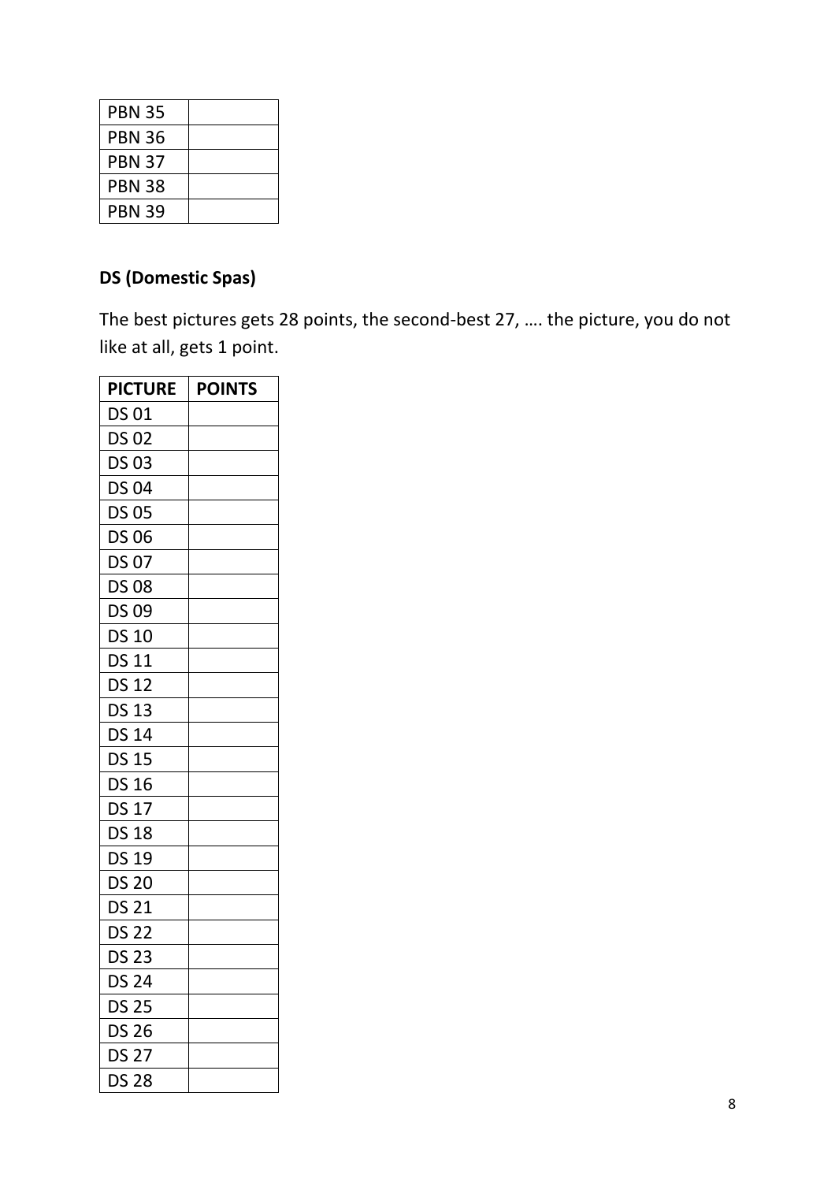| PBN 35 | |
|---|---|
| PBN 36 | |
| PBN 37 | |
| PBN 38 | |
| PBN 39 | |

**DS (Domestic Spas)**

The best pictures gets 28 points, the second-best 27, …. the picture, you do not like at all, gets 1 point.

| PICTURE | POINTS |
|---|---|
| DS 01 | |
| DS 02 | |
| DS 03 | |
| DS 04 | |
| DS 05 | |
| DS 06 | |
| DS 07 | |
| DS 08 | |
| DS 09 | |
| DS 10 | |
| DS 11 | |
| DS 12 | |
| DS 13 | |
| DS 14 | |
| DS 15 | |
| DS 16 | |
| DS 17 | |
| DS 18 | |
| DS 19 | |
| DS 20 | |
| DS 21 | |
| DS 22 | |
| DS 23 | |
| DS 24 | |
| DS 25 | |
| DS 26 | |
| DS 27 | |
| DS 28 | |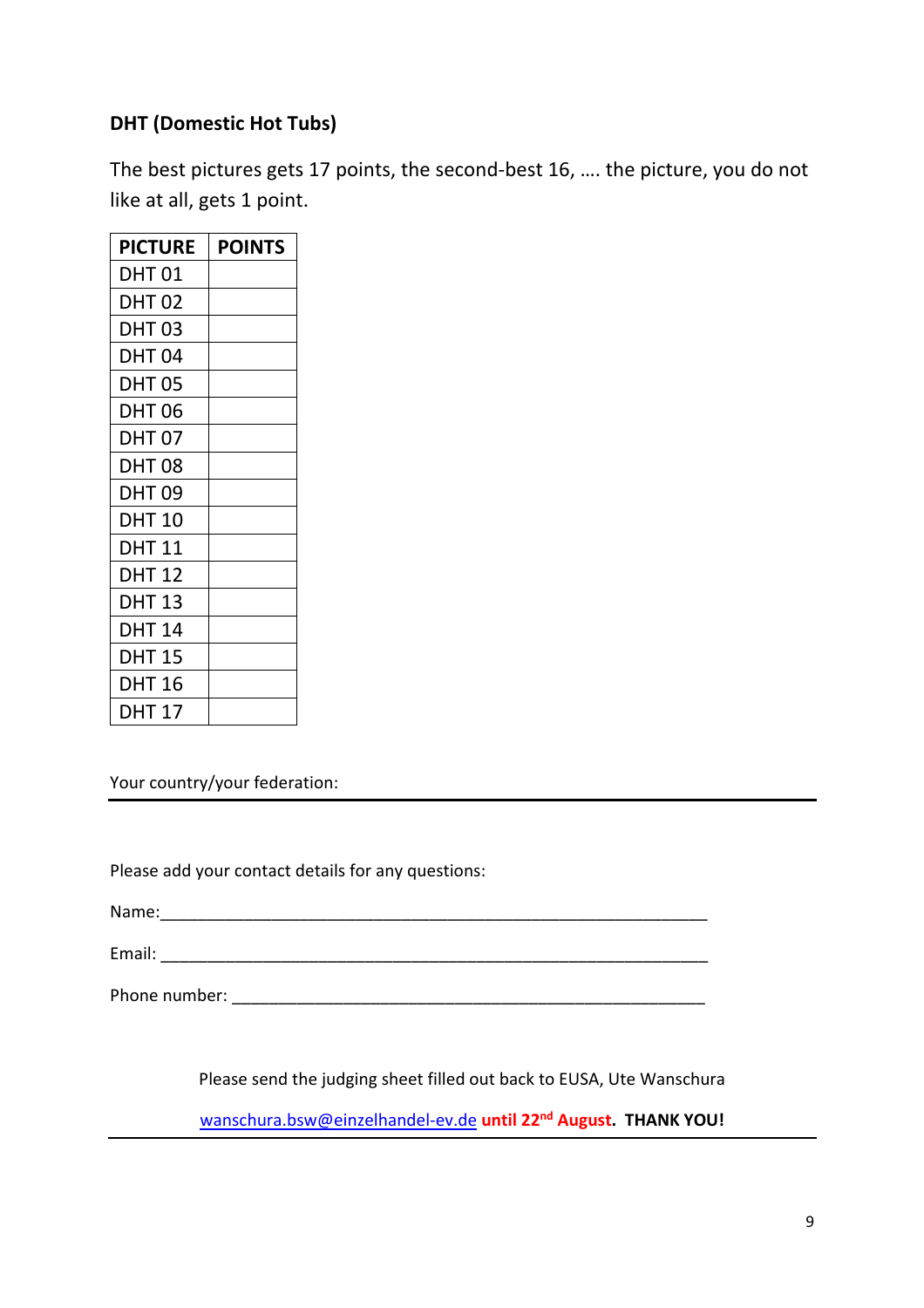**DHT (Domestic Hot Tubs)**

The best pictures gets 17 points, the second-best 16, …. the picture, you do not like at all, gets 1 point.

| PICTURE | POINTS |
|---|---|
| DHT 01 | |
| DHT 02 | |
| DHT 03 | |
| DHT 04 | |
| DHT 05 | |
| DHT 06 | |
| DHT 07 | |
| DHT 08 | |
| DHT 09 | |
| DHT 10 | |
| DHT 11 | |
| DHT 12 | |
| DHT 13 | |
| DHT 14 | |
| DHT 15 | |
| DHT 16 | |
| DHT 17 | |

Your country/your federation:

---

Please add your contact details for any questions:

Name:_______________________________________________________________

Email: ______________________________________________________________

Phone number: ______________________________________________________

Please send the judging sheet filled out back to EUSA, Ute Wanschura

wanschura.bsw@einzelhandel-ev.de **until 22nd August. THANK YOU!**